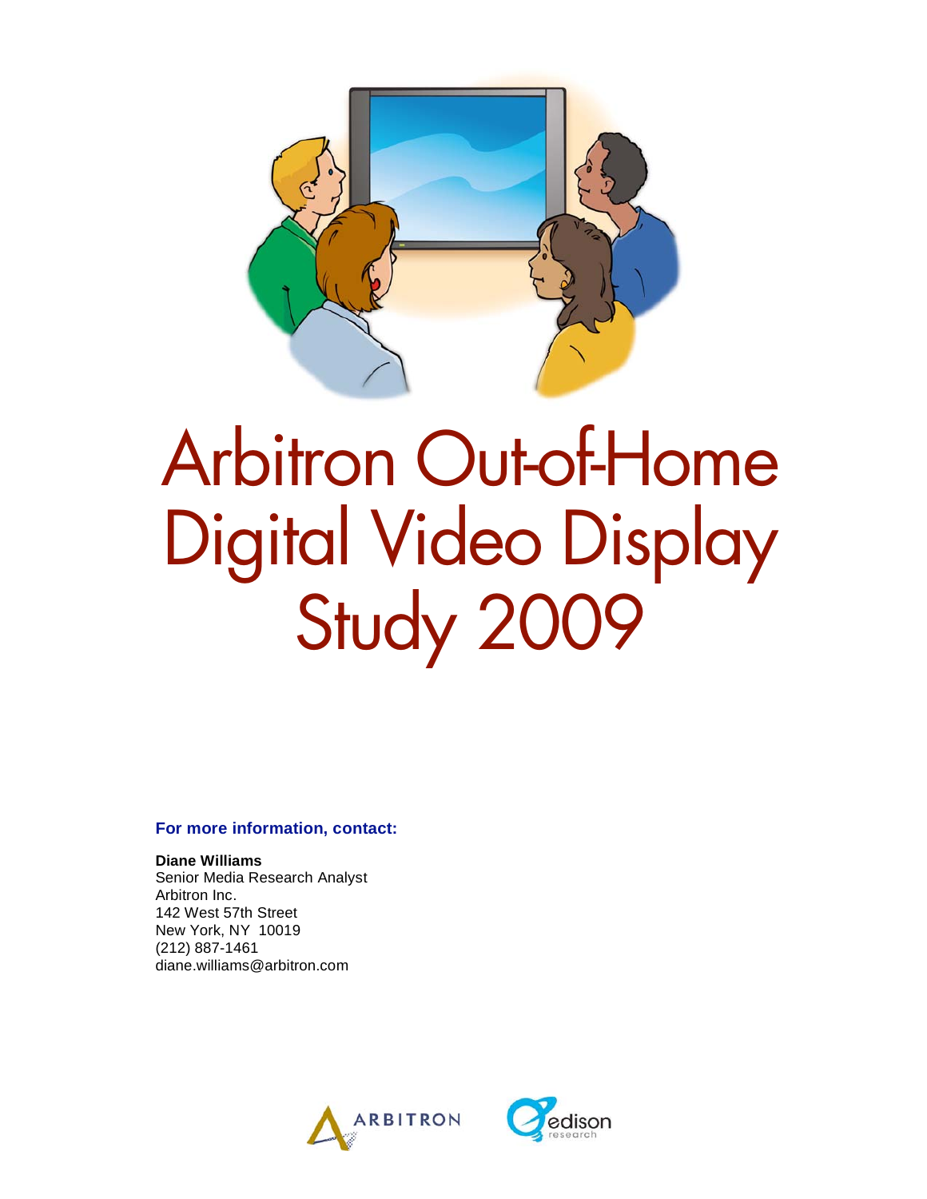# Arbitron Out-of-Home Digital Video Display Study 2009

**For more information, contact:**

**Diane Williams**
Senior Media Research Analyst
Arbitron Inc.
142 West 57th Street
New York, NY 10019
(212) 887-1461
diane.williams@arbitron.com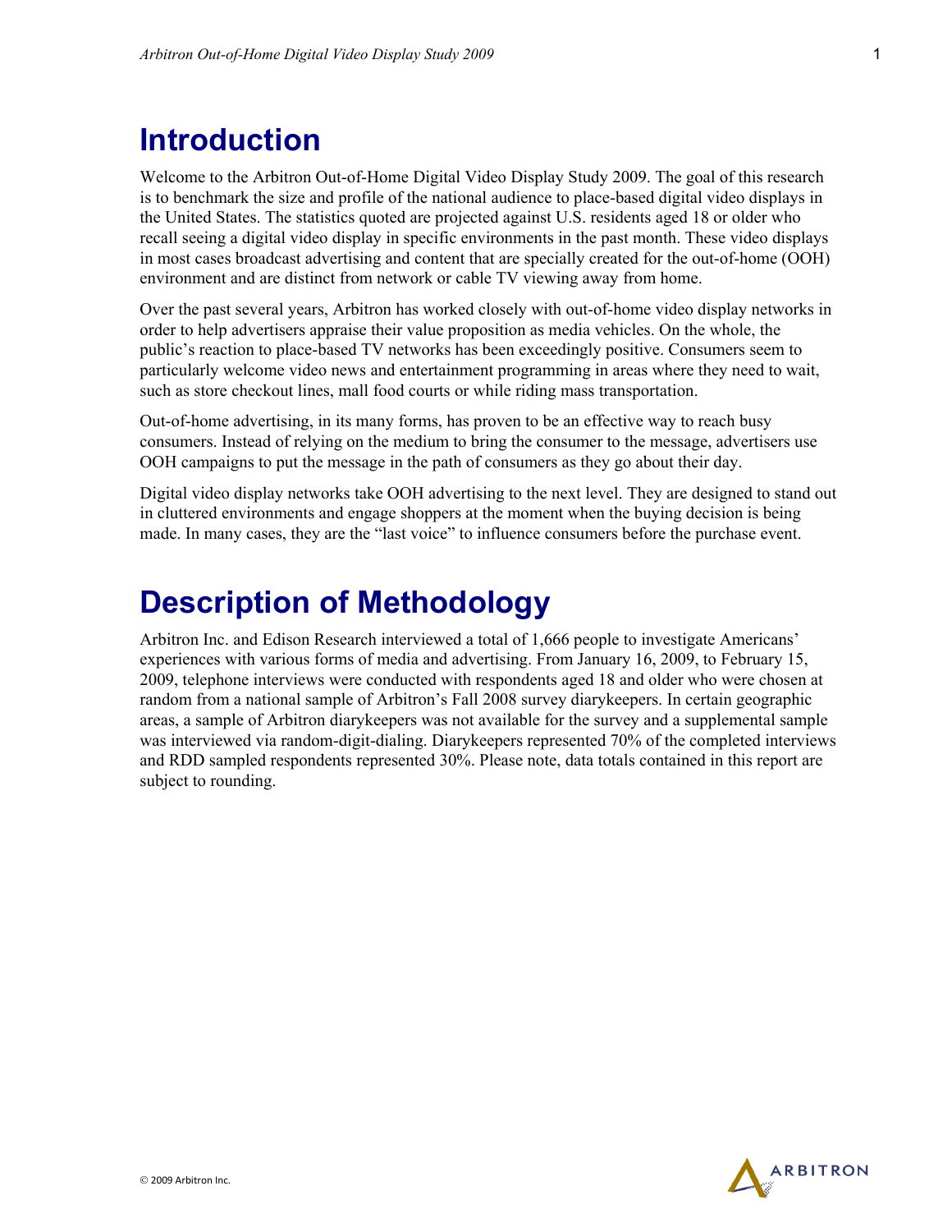# Introduction

Welcome to the Arbitron Out-of-Home Digital Video Display Study 2009. The goal of this research is to benchmark the size and profile of the national audience to place-based digital video displays in the United States. The statistics quoted are projected against U.S. residents aged 18 or older who recall seeing a digital video display in specific environments in the past month. These video displays in most cases broadcast advertising and content that are specially created for the out-of-home (OOH) environment and are distinct from network or cable TV viewing away from home.

Over the past several years, Arbitron has worked closely with out-of-home video display networks in order to help advertisers appraise their value proposition as media vehicles. On the whole, the public's reaction to place-based TV networks has been exceedingly positive. Consumers seem to particularly welcome video news and entertainment programming in areas where they need to wait, such as store checkout lines, mall food courts or while riding mass transportation.

Out-of-home advertising, in its many forms, has proven to be an effective way to reach busy consumers. Instead of relying on the medium to bring the consumer to the message, advertisers use OOH campaigns to put the message in the path of consumers as they go about their day.

Digital video display networks take OOH advertising to the next level. They are designed to stand out in cluttered environments and engage shoppers at the moment when the buying decision is being made. In many cases, they are the "last voice" to influence consumers before the purchase event.

# Description of Methodology

Arbitron Inc. and Edison Research interviewed a total of 1,666 people to investigate Americans' experiences with various forms of media and advertising. From January 16, 2009, to February 15, 2009, telephone interviews were conducted with respondents aged 18 and older who were chosen at random from a national sample of Arbitron's Fall 2008 survey diarykeepers. In certain geographic areas, a sample of Arbitron diarykeepers was not available for the survey and a supplemental sample was interviewed via random-digit-dialing. Diarykeepers represented 70% of the completed interviews and RDD sampled respondents represented 30%. Please note, data totals contained in this report are subject to rounding.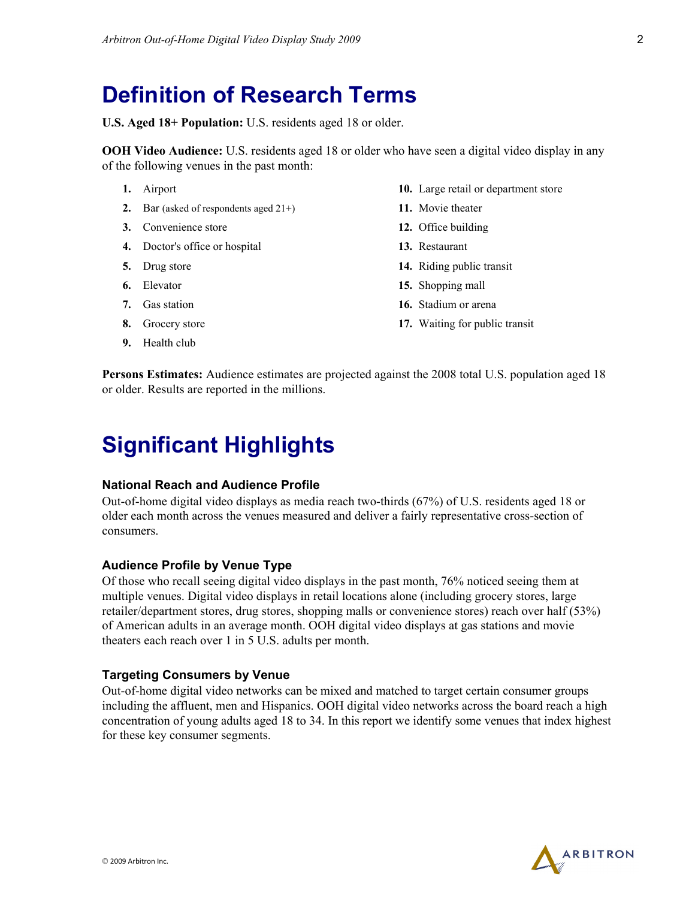# Definition of Research Terms

**U.S. Aged 18+ Population:** U.S. residents aged 18 or older.

**OOH Video Audience:** U.S. residents aged 18 or older who have seen a digital video display in any of the following venues in the past month:

1. Airport
2. Bar (asked of respondents aged 21+)
3. Convenience store
4. Doctor's office or hospital
5. Drug store
6. Elevator
7. Gas station
8. Grocery store
9. Health club
10. Large retail or department store
11. Movie theater
12. Office building
13. Restaurant
14. Riding public transit
15. Shopping mall
16. Stadium or arena
17. Waiting for public transit

**Persons Estimates:** Audience estimates are projected against the 2008 total U.S. population aged 18 or older. Results are reported in the millions.

# Significant Highlights

### National Reach and Audience Profile

Out-of-home digital video displays as media reach two-thirds (67%) of U.S. residents aged 18 or older each month across the venues measured and deliver a fairly representative cross-section of consumers.

### Audience Profile by Venue Type

Of those who recall seeing digital video displays in the past month, 76% noticed seeing them at multiple venues. Digital video displays in retail locations alone (including grocery stores, large retailer/department stores, drug stores, shopping malls or convenience stores) reach over half (53%) of American adults in an average month. OOH digital video displays at gas stations and movie theaters each reach over 1 in 5 U.S. adults per month.

### Targeting Consumers by Venue

Out-of-home digital video networks can be mixed and matched to target certain consumer groups including the affluent, men and Hispanics. OOH digital video networks across the board reach a high concentration of young adults aged 18 to 34. In this report we identify some venues that index highest for these key consumer segments.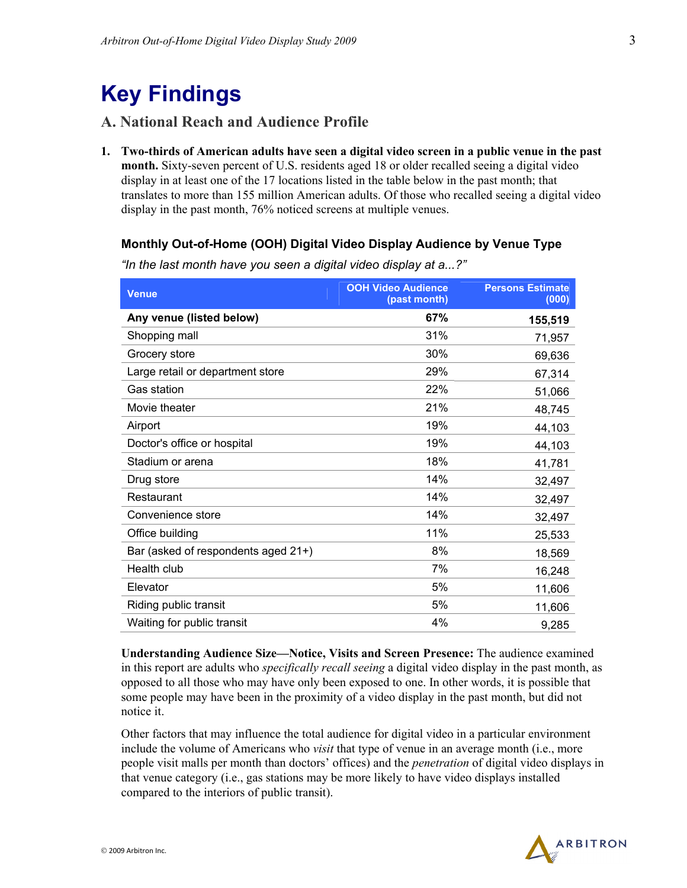# Key Findings

## A. National Reach and Audience Profile

1. **Two-thirds of American adults have seen a digital video screen in a public venue in the past month.** Sixty-seven percent of U.S. residents aged 18 or older recalled seeing a digital video display in at least one of the 17 locations listed in the table below in the past month; that translates to more than 155 million American adults. Of those who recalled seeing a digital video display in the past month, 76% noticed screens at multiple venues.

### Monthly Out-of-Home (OOH) Digital Video Display Audience by Venue Type

*"In the last month have you seen a digital video display at a...?"*

| Venue | OOH Video Audience (past month) | Persons Estimate (000) |
|---|---|---|
| **Any venue (listed below)** | **67%** | **155,519** |
| Shopping mall | 31% | 71,957 |
| Grocery store | 30% | 69,636 |
| Large retail or department store | 29% | 67,314 |
| Gas station | 22% | 51,066 |
| Movie theater | 21% | 48,745 |
| Airport | 19% | 44,103 |
| Doctor's office or hospital | 19% | 44,103 |
| Stadium or arena | 18% | 41,781 |
| Drug store | 14% | 32,497 |
| Restaurant | 14% | 32,497 |
| Convenience store | 14% | 32,497 |
| Office building | 11% | 25,533 |
| Bar (asked of respondents aged 21+) | 8% | 18,569 |
| Health club | 7% | 16,248 |
| Elevator | 5% | 11,606 |
| Riding public transit | 5% | 11,606 |
| Waiting for public transit | 4% | 9,285 |

**Understanding Audience Size—Notice, Visits and Screen Presence:** The audience examined in this report are adults who *specifically recall seeing* a digital video display in the past month, as opposed to all those who may have only been exposed to one. In other words, it is possible that some people may have been in the proximity of a video display in the past month, but did not notice it.

Other factors that may influence the total audience for digital video in a particular environment include the volume of Americans who *visit* that type of venue in an average month (i.e., more people visit malls per month than doctors' offices) and the *penetration* of digital video displays in that venue category (i.e., gas stations may be more likely to have video displays installed compared to the interiors of public transit).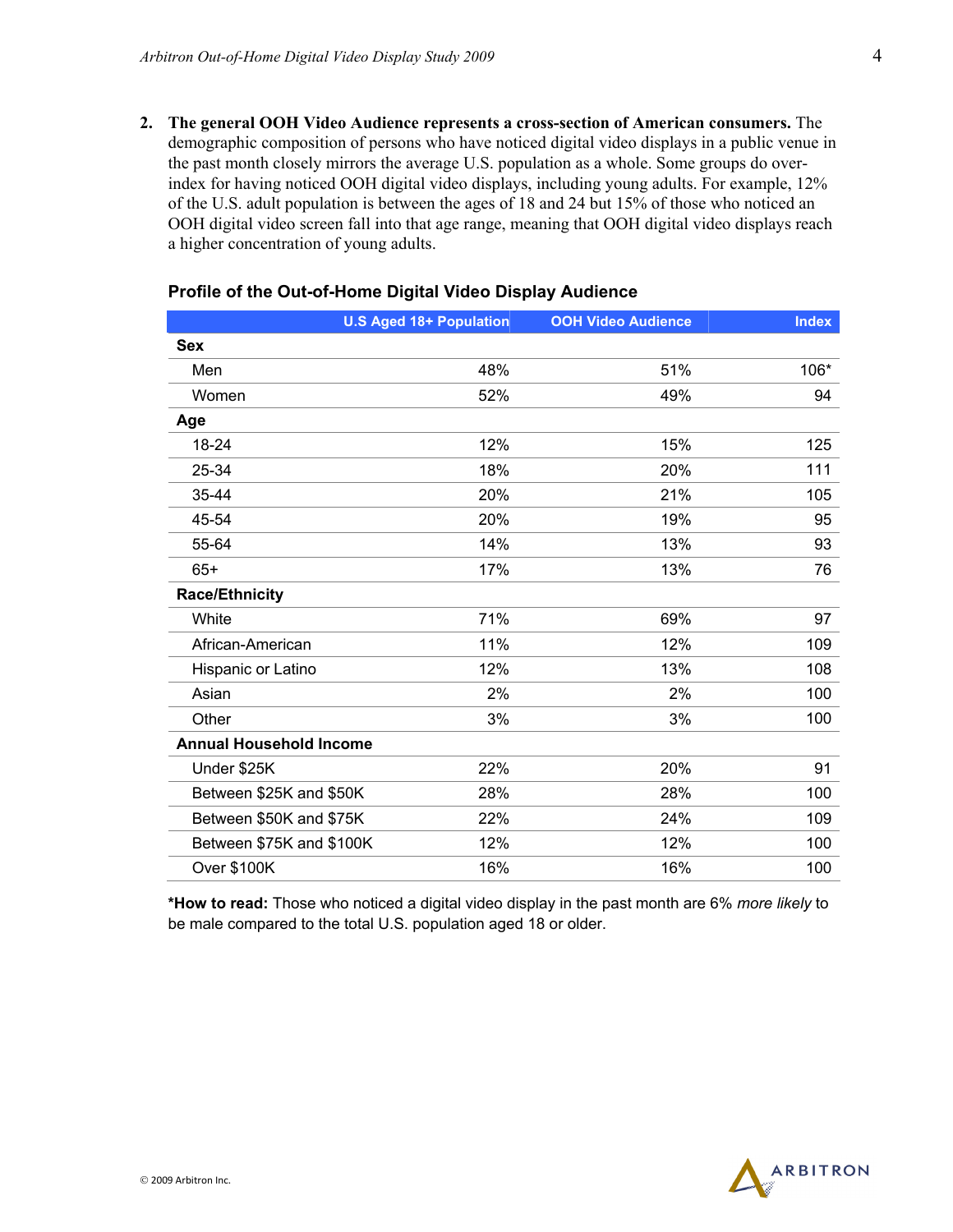2. **The general OOH Video Audience represents a cross-section of American consumers.** The demographic composition of persons who have noticed digital video displays in a public venue in the past month closely mirrors the average U.S. population as a whole. Some groups do over-index for having noticed OOH digital video displays, including young adults. For example, 12% of the U.S. adult population is between the ages of 18 and 24 but 15% of those who noticed an OOH digital video screen fall into that age range, meaning that OOH digital video displays reach a higher concentration of young adults.

**Profile of the Out-of-Home Digital Video Display Audience**

| | U.S Aged 18+ Population | OOH Video Audience | Index |
|---|---|---|---|
| **Sex** | | | |
| Men | 48% | 51% | 106* |
| Women | 52% | 49% | 94 |
| **Age** | | | |
| 18-24 | 12% | 15% | 125 |
| 25-34 | 18% | 20% | 111 |
| 35-44 | 20% | 21% | 105 |
| 45-54 | 20% | 19% | 95 |
| 55-64 | 14% | 13% | 93 |
| 65+ | 17% | 13% | 76 |
| **Race/Ethnicity** | | | |
| White | 71% | 69% | 97 |
| African-American | 11% | 12% | 109 |
| Hispanic or Latino | 12% | 13% | 108 |
| Asian | 2% | 2% | 100 |
| Other | 3% | 3% | 100 |
| **Annual Household Income** | | | |
| Under $25K | 22% | 20% | 91 |
| Between $25K and $50K | 28% | 28% | 100 |
| Between $50K and $75K | 22% | 24% | 109 |
| Between $75K and $100K | 12% | 12% | 100 |
| Over $100K | 16% | 16% | 100 |

***How to read:** Those who noticed a digital video display in the past month are 6% *more likely* to be male compared to the total U.S. population aged 18 or older.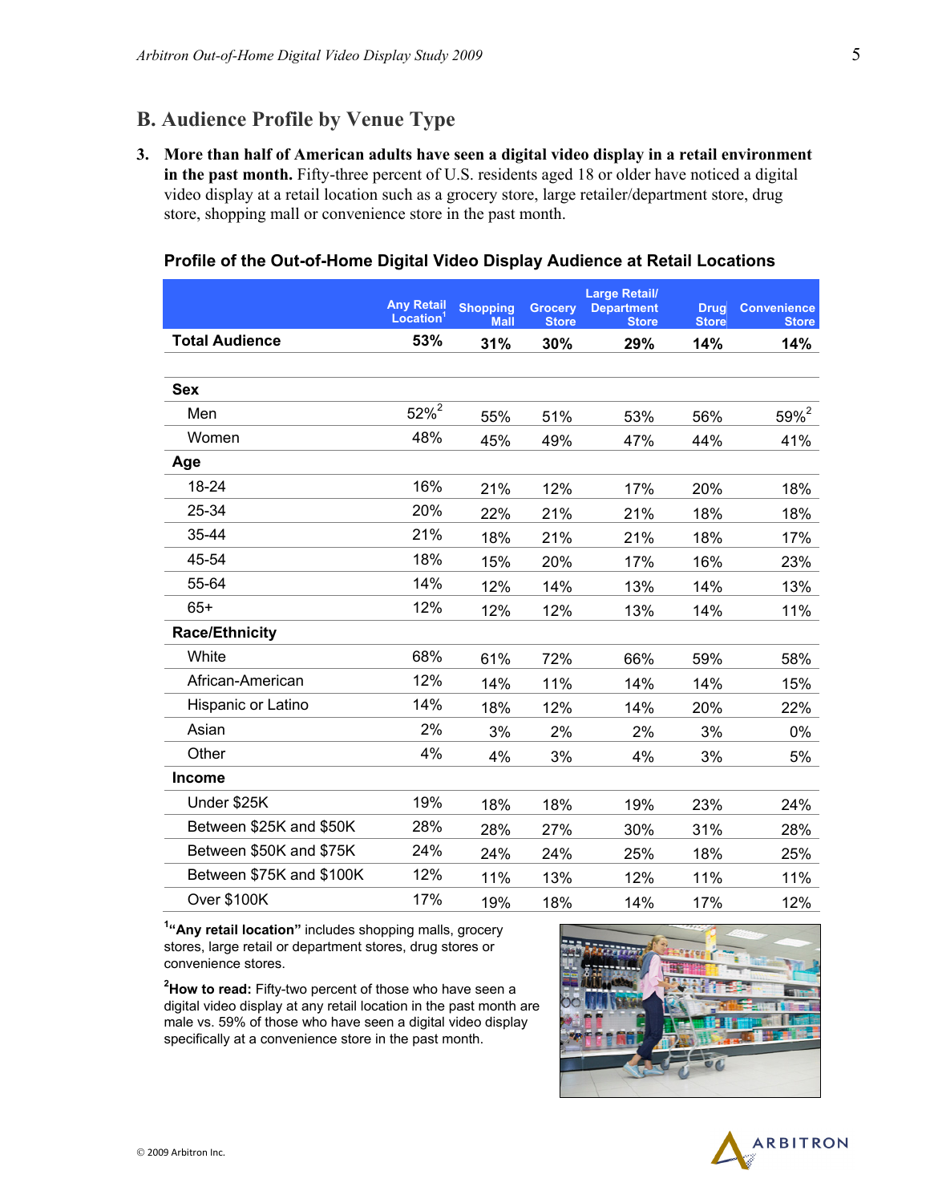## B. Audience Profile by Venue Type

3. **More than half of American adults have seen a digital video display in a retail environment in the past month.** Fifty-three percent of U.S. residents aged 18 or older have noticed a digital video display at a retail location such as a grocery store, large retailer/department store, drug store, shopping mall or convenience store in the past month.

**Profile of the Out-of-Home Digital Video Display Audience at Retail Locations**

| | Any Retail Location[1] | Shopping Mall | Grocery Store | Large Retail/ Department Store | Drug Store | Convenience Store |
|---|---|---|---|---|---|---|
| **Total Audience** | **53%** | **31%** | **30%** | **29%** | **14%** | **14%** |
| **Sex** | | | | | | |
| Men | 52%[2] | 55% | 51% | 53% | 56% | 59%[2] |
| Women | 48% | 45% | 49% | 47% | 44% | 41% |
| **Age** | | | | | | |
| 18-24 | 16% | 21% | 12% | 17% | 20% | 18% |
| 25-34 | 20% | 22% | 21% | 21% | 18% | 18% |
| 35-44 | 21% | 18% | 21% | 21% | 18% | 17% |
| 45-54 | 18% | 15% | 20% | 17% | 16% | 23% |
| 55-64 | 14% | 12% | 14% | 13% | 14% | 13% |
| 65+ | 12% | 12% | 12% | 13% | 14% | 11% |
| **Race/Ethnicity** | | | | | | |
| White | 68% | 61% | 72% | 66% | 59% | 58% |
| African-American | 12% | 14% | 11% | 14% | 14% | 15% |
| Hispanic or Latino | 14% | 18% | 12% | 14% | 20% | 22% |
| Asian | 2% | 3% | 2% | 2% | 3% | 0% |
| Other | 4% | 4% | 3% | 4% | 3% | 5% |
| **Income** | | | | | | |
| Under $25K | 19% | 18% | 18% | 19% | 23% | 24% |
| Between $25K and $50K | 28% | 28% | 27% | 30% | 31% | 28% |
| Between $50K and $75K | 24% | 24% | 24% | 25% | 18% | 25% |
| Between $75K and $100K | 12% | 11% | 13% | 12% | 11% | 11% |
| Over $100K | 17% | 19% | 18% | 14% | 17% | 12% |

[1]**"Any retail location"** includes shopping malls, grocery stores, large retail or department stores, drug stores or convenience stores.

[2]**How to read:** Fifty-two percent of those who have seen a digital video display at any retail location in the past month are male vs. 59% of those who have seen a digital video display specifically at a convenience store in the past month.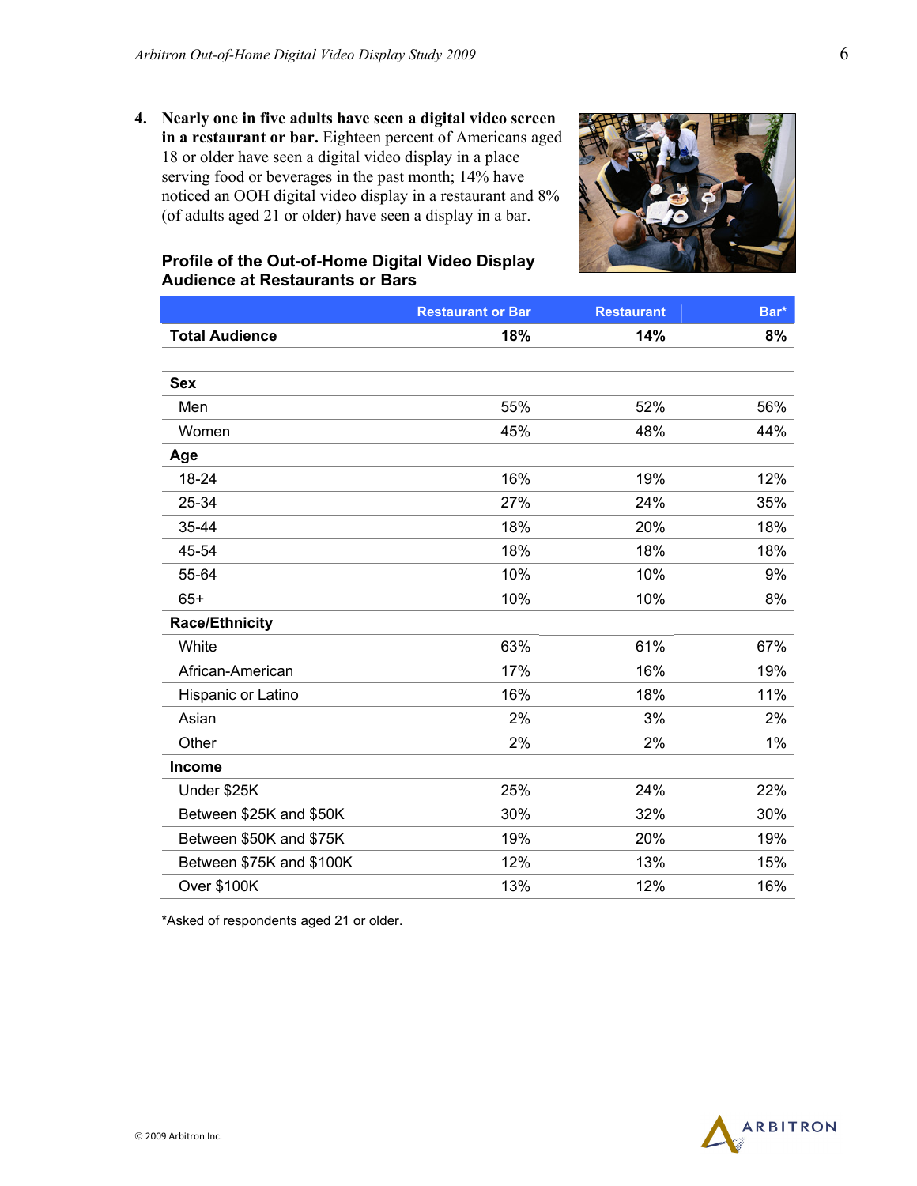4. **Nearly one in five adults have seen a digital video screen in a restaurant or bar.** Eighteen percent of Americans aged 18 or older have seen a digital video display in a place serving food or beverages in the past month; 14% have noticed an OOH digital video display in a restaurant and 8% (of adults aged 21 or older) have seen a display in a bar.

**Profile of the Out-of-Home Digital Video Display Audience at Restaurants or Bars**

| | Restaurant or Bar | Restaurant | Bar* |
|---|---|---|---|
| **Total Audience** | **18%** | **14%** | **8%** |
| **Sex** | | | |
| Men | 55% | 52% | 56% |
| Women | 45% | 48% | 44% |
| **Age** | | | |
| 18-24 | 16% | 19% | 12% |
| 25-34 | 27% | 24% | 35% |
| 35-44 | 18% | 20% | 18% |
| 45-54 | 18% | 18% | 18% |
| 55-64 | 10% | 10% | 9% |
| 65+ | 10% | 10% | 8% |
| **Race/Ethnicity** | | | |
| White | 63% | 61% | 67% |
| African-American | 17% | 16% | 19% |
| Hispanic or Latino | 16% | 18% | 11% |
| Asian | 2% | 3% | 2% |
| Other | 2% | 2% | 1% |
| **Income** | | | |
| Under $25K | 25% | 24% | 22% |
| Between $25K and $50K | 30% | 32% | 30% |
| Between $50K and $75K | 19% | 20% | 19% |
| Between $75K and $100K | 12% | 13% | 15% |
| Over $100K | 13% | 12% | 16% |

*Asked of respondents aged 21 or older.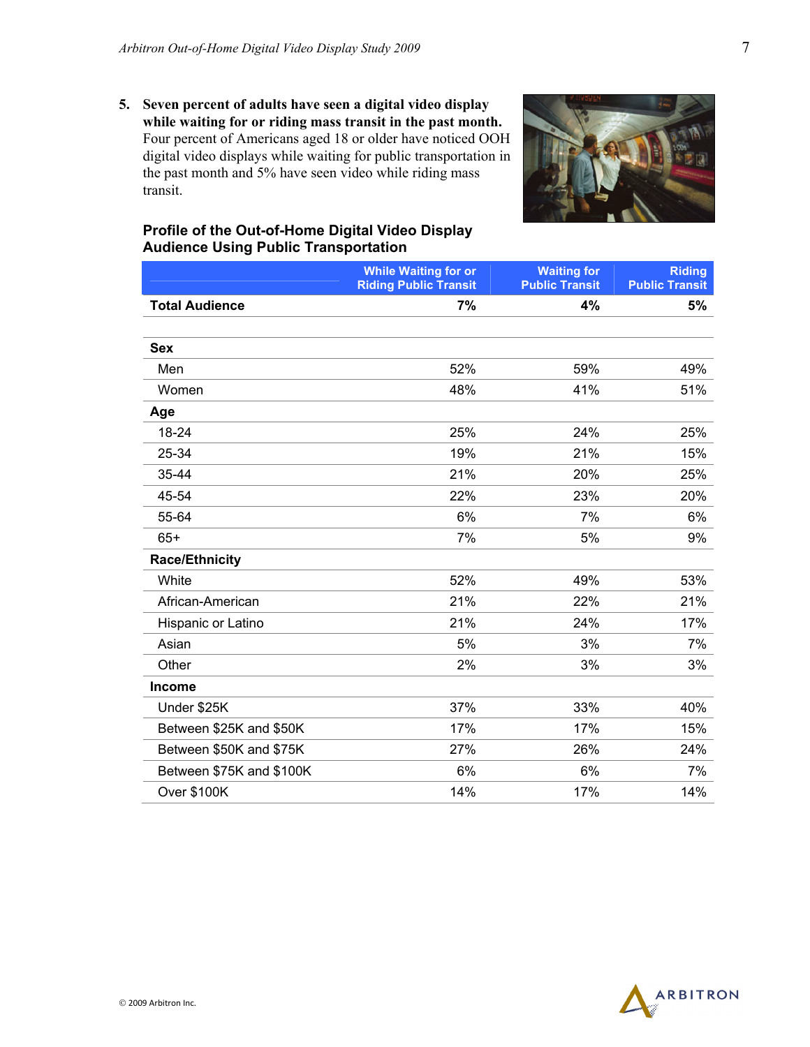5. **Seven percent of adults have seen a digital video display while waiting for or riding mass transit in the past month.** Four percent of Americans aged 18 or older have noticed OOH digital video displays while waiting for public transportation in the past month and 5% have seen video while riding mass transit.

**Profile of the Out-of-Home Digital Video Display Audience Using Public Transportation**

| | While Waiting for or Riding Public Transit | Waiting for Public Transit | Riding Public Transit |
|---|---|---|---|
| **Total Audience** | **7%** | **4%** | **5%** |
| **Sex** | | | |
| Men | 52% | 59% | 49% |
| Women | 48% | 41% | 51% |
| **Age** | | | |
| 18-24 | 25% | 24% | 25% |
| 25-34 | 19% | 21% | 15% |
| 35-44 | 21% | 20% | 25% |
| 45-54 | 22% | 23% | 20% |
| 55-64 | 6% | 7% | 6% |
| 65+ | 7% | 5% | 9% |
| **Race/Ethnicity** | | | |
| White | 52% | 49% | 53% |
| African-American | 21% | 22% | 21% |
| Hispanic or Latino | 21% | 24% | 17% |
| Asian | 5% | 3% | 7% |
| Other | 2% | 3% | 3% |
| **Income** | | | |
| Under $25K | 37% | 33% | 40% |
| Between $25K and $50K | 17% | 17% | 15% |
| Between $50K and $75K | 27% | 26% | 24% |
| Between $75K and $100K | 6% | 6% | 7% |
| Over $100K | 14% | 17% | 14% |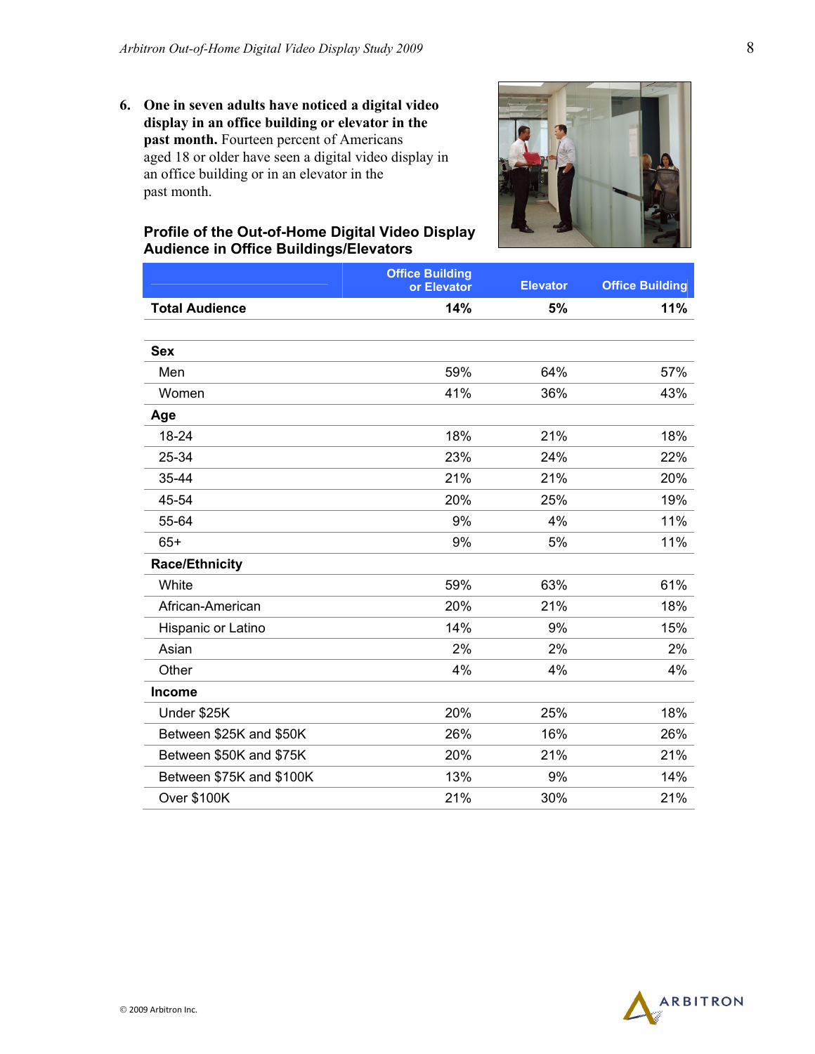6. **One in seven adults have noticed a digital video display in an office building or elevator in the past month.** Fourteen percent of Americans aged 18 or older have seen a digital video display in an office building or in an elevator in the past month.

### Profile of the Out-of-Home Digital Video Display Audience in Office Buildings/Elevators

| | Office Building or Elevator | Elevator | Office Building |
|---|---|---|---|
| **Total Audience** | **14%** | **5%** | **11%** |
| **Sex** | | | |
| Men | 59% | 64% | 57% |
| Women | 41% | 36% | 43% |
| **Age** | | | |
| 18-24 | 18% | 21% | 18% |
| 25-34 | 23% | 24% | 22% |
| 35-44 | 21% | 21% | 20% |
| 45-54 | 20% | 25% | 19% |
| 55-64 | 9% | 4% | 11% |
| 65+ | 9% | 5% | 11% |
| **Race/Ethnicity** | | | |
| White | 59% | 63% | 61% |
| African-American | 20% | 21% | 18% |
| Hispanic or Latino | 14% | 9% | 15% |
| Asian | 2% | 2% | 2% |
| Other | 4% | 4% | 4% |
| **Income** | | | |
| Under $25K | 20% | 25% | 18% |
| Between $25K and $50K | 26% | 16% | 26% |
| Between $50K and $75K | 20% | 21% | 21% |
| Between $75K and $100K | 13% | 9% | 14% |
| Over $100K | 21% | 30% | 21% |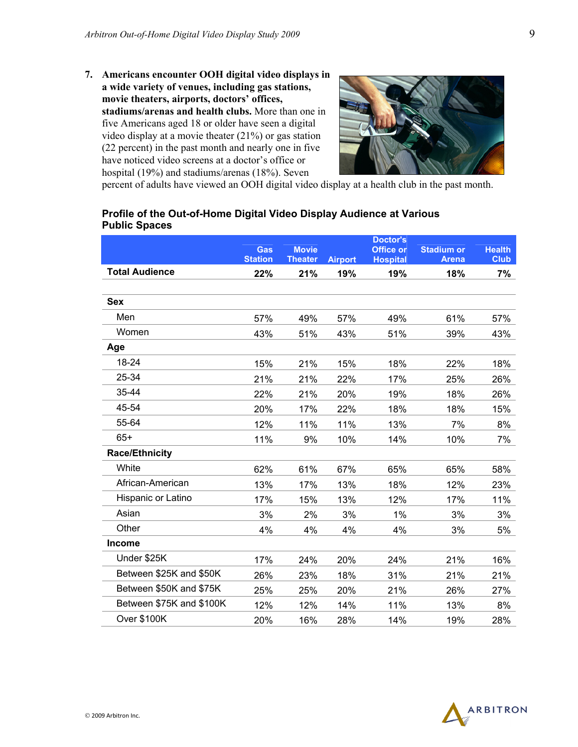7. **Americans encounter OOH digital video displays in a wide variety of venues, including gas stations, movie theaters, airports, doctors' offices, stadiums/arenas and health clubs.** More than one in five Americans aged 18 or older have seen a digital video display at a movie theater (21%) or gas station (22 percent) in the past month and nearly one in five have noticed video screens at a doctor's office or hospital (19%) and stadiums/arenas (18%). Seven percent of adults have viewed an OOH digital video display at a health club in the past month.

**Profile of the Out-of-Home Digital Video Display Audience at Various Public Spaces**

| | Gas Station | Movie Theater | Airport | Doctor's Office or Hospital | Stadium or Arena | Health Club |
|---|---|---|---|---|---|---|
| **Total Audience** | **22%** | **21%** | **19%** | **19%** | **18%** | **7%** |
| **Sex** | | | | | | |
| Men | 57% | 49% | 57% | 49% | 61% | 57% |
| Women | 43% | 51% | 43% | 51% | 39% | 43% |
| **Age** | | | | | | |
| 18-24 | 15% | 21% | 15% | 18% | 22% | 18% |
| 25-34 | 21% | 21% | 22% | 17% | 25% | 26% |
| 35-44 | 22% | 21% | 20% | 19% | 18% | 26% |
| 45-54 | 20% | 17% | 22% | 18% | 18% | 15% |
| 55-64 | 12% | 11% | 11% | 13% | 7% | 8% |
| 65+ | 11% | 9% | 10% | 14% | 10% | 7% |
| **Race/Ethnicity** | | | | | | |
| White | 62% | 61% | 67% | 65% | 65% | 58% |
| African-American | 13% | 17% | 13% | 18% | 12% | 23% |
| Hispanic or Latino | 17% | 15% | 13% | 12% | 17% | 11% |
| Asian | 3% | 2% | 3% | 1% | 3% | 3% |
| Other | 4% | 4% | 4% | 4% | 3% | 5% |
| **Income** | | | | | | |
| Under $25K | 17% | 24% | 20% | 24% | 21% | 16% |
| Between $25K and $50K | 26% | 23% | 18% | 31% | 21% | 21% |
| Between $50K and $75K | 25% | 25% | 20% | 21% | 26% | 27% |
| Between $75K and $100K | 12% | 12% | 14% | 11% | 13% | 8% |
| Over $100K | 20% | 16% | 28% | 14% | 19% | 28% |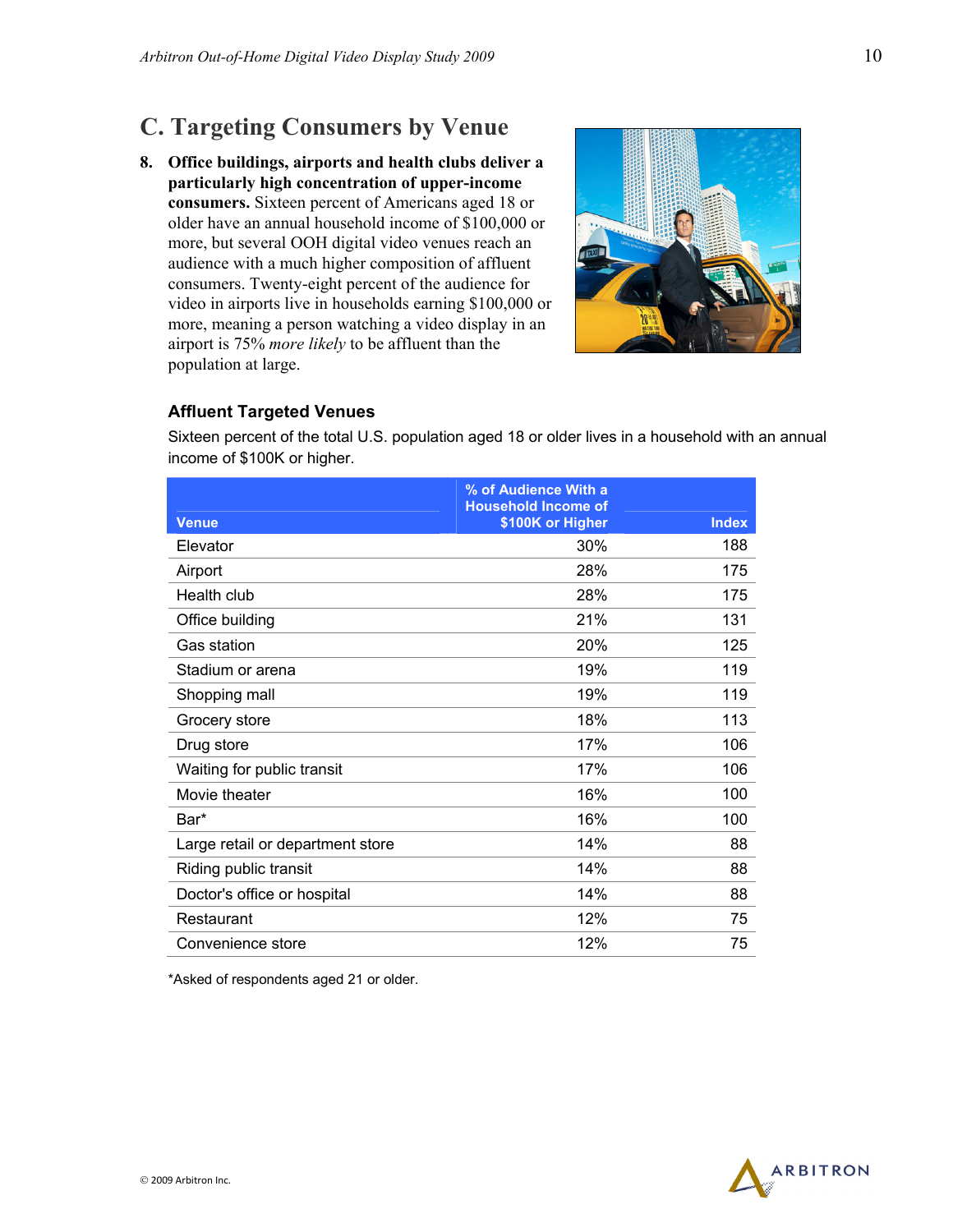## C. Targeting Consumers by Venue

**8. Office buildings, airports and health clubs deliver a particularly high concentration of upper-income consumers.** Sixteen percent of Americans aged 18 or older have an annual household income of $100,000 or more, but several OOH digital video venues reach an audience with a much higher composition of affluent consumers. Twenty-eight percent of the audience for video in airports live in households earning $100,000 or more, meaning a person watching a video display in an airport is 75% *more likely* to be affluent than the population at large.

### Affluent Targeted Venues

Sixteen percent of the total U.S. population aged 18 or older lives in a household with an annual income of $100K or higher.

| Venue | % of Audience With a Household Income of $100K or Higher | Index |
|---|---|---|
| Elevator | 30% | 188 |
| Airport | 28% | 175 |
| Health club | 28% | 175 |
| Office building | 21% | 131 |
| Gas station | 20% | 125 |
| Stadium or arena | 19% | 119 |
| Shopping mall | 19% | 119 |
| Grocery store | 18% | 113 |
| Drug store | 17% | 106 |
| Waiting for public transit | 17% | 106 |
| Movie theater | 16% | 100 |
| Bar* | 16% | 100 |
| Large retail or department store | 14% | 88 |
| Riding public transit | 14% | 88 |
| Doctor's office or hospital | 14% | 88 |
| Restaurant | 12% | 75 |
| Convenience store | 12% | 75 |

*Asked of respondents aged 21 or older.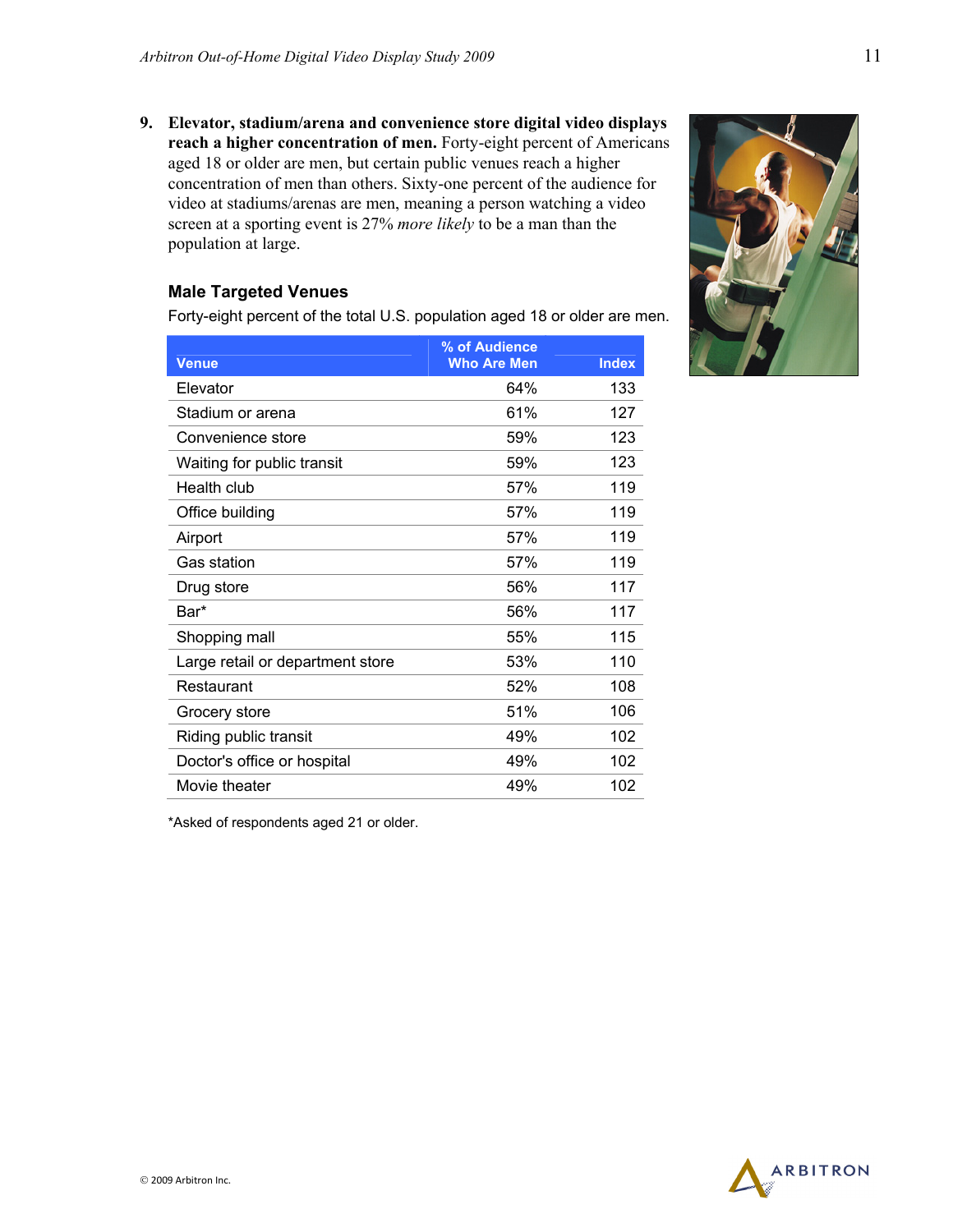9. **Elevator, stadium/arena and convenience store digital video displays reach a higher concentration of men.** Forty-eight percent of Americans aged 18 or older are men, but certain public venues reach a higher concentration of men than others. Sixty-one percent of the audience for video at stadiums/arenas are men, meaning a person watching a video screen at a sporting event is 27% *more likely* to be a man than the population at large.

### Male Targeted Venues

Forty-eight percent of the total U.S. population aged 18 or older are men.

| Venue | % of Audience Who Are Men | Index |
|---|---|---|
| Elevator | 64% | 133 |
| Stadium or arena | 61% | 127 |
| Convenience store | 59% | 123 |
| Waiting for public transit | 59% | 123 |
| Health club | 57% | 119 |
| Office building | 57% | 119 |
| Airport | 57% | 119 |
| Gas station | 57% | 119 |
| Drug store | 56% | 117 |
| Bar* | 56% | 117 |
| Shopping mall | 55% | 115 |
| Large retail or department store | 53% | 110 |
| Restaurant | 52% | 108 |
| Grocery store | 51% | 106 |
| Riding public transit | 49% | 102 |
| Doctor's office or hospital | 49% | 102 |
| Movie theater | 49% | 102 |

*Asked of respondents aged 21 or older.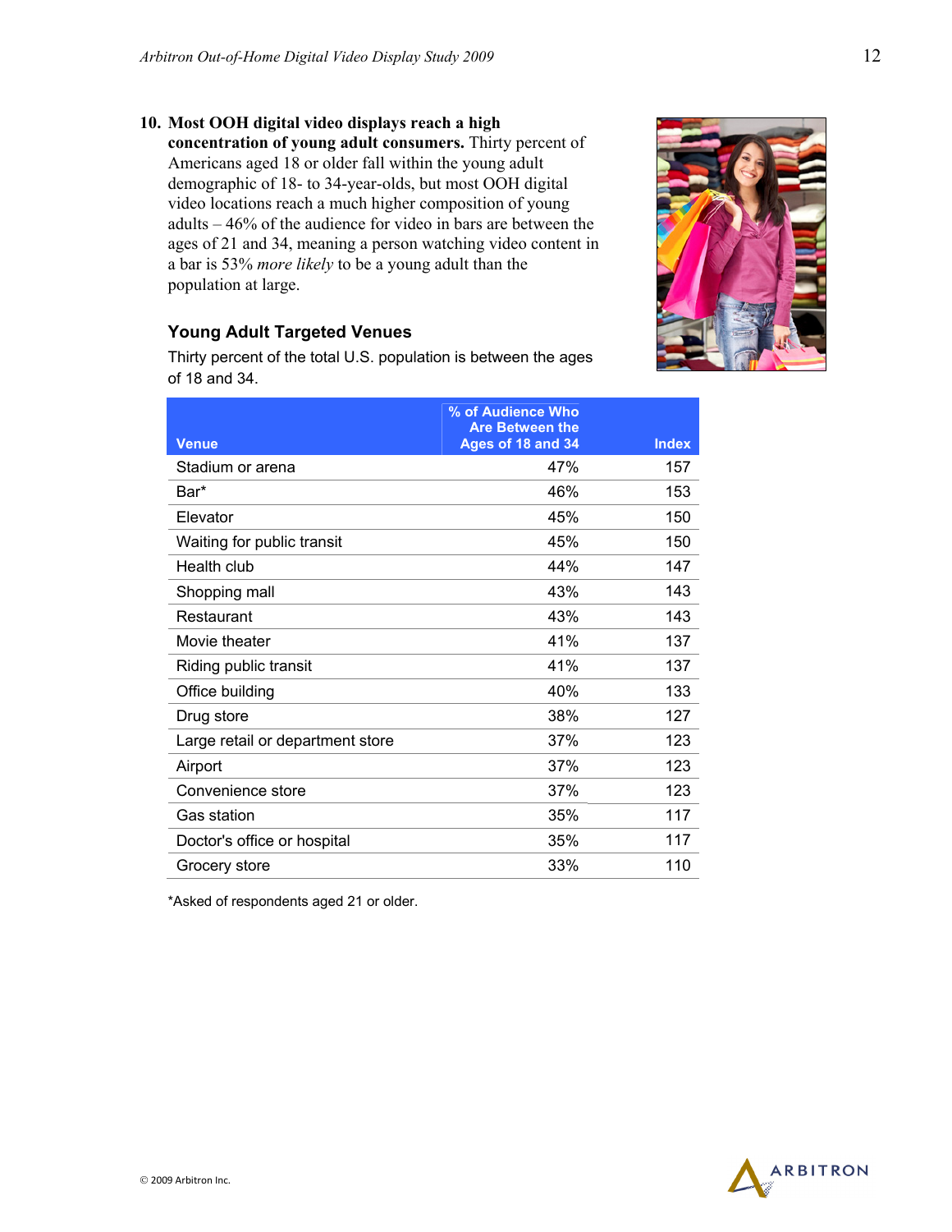**10. Most OOH digital video displays reach a high concentration of young adult consumers.** Thirty percent of Americans aged 18 or older fall within the young adult demographic of 18- to 34-year-olds, but most OOH digital video locations reach a much higher composition of young adults – 46% of the audience for video in bars are between the ages of 21 and 34, meaning a person watching video content in a bar is 53% *more likely* to be a young adult than the population at large.

### Young Adult Targeted Venues

Thirty percent of the total U.S. population is between the ages of 18 and 34.

| Venue | % of Audience Who Are Between the Ages of 18 and 34 | Index |
|---|---|---|
| Stadium or arena | 47% | 157 |
| Bar* | 46% | 153 |
| Elevator | 45% | 150 |
| Waiting for public transit | 45% | 150 |
| Health club | 44% | 147 |
| Shopping mall | 43% | 143 |
| Restaurant | 43% | 143 |
| Movie theater | 41% | 137 |
| Riding public transit | 41% | 137 |
| Office building | 40% | 133 |
| Drug store | 38% | 127 |
| Large retail or department store | 37% | 123 |
| Airport | 37% | 123 |
| Convenience store | 37% | 123 |
| Gas station | 35% | 117 |
| Doctor's office or hospital | 35% | 117 |
| Grocery store | 33% | 110 |

*Asked of respondents aged 21 or older.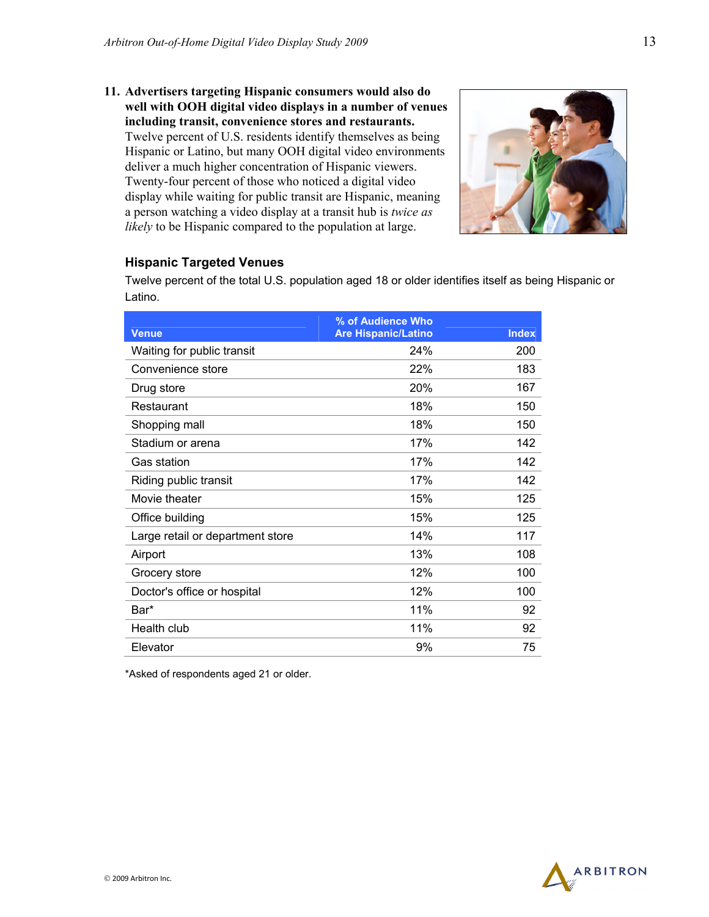**11. Advertisers targeting Hispanic consumers would also do well with OOH digital video displays in a number of venues including transit, convenience stores and restaurants.** Twelve percent of U.S. residents identify themselves as being Hispanic or Latino, but many OOH digital video environments deliver a much higher concentration of Hispanic viewers. Twenty-four percent of those who noticed a digital video display while waiting for public transit are Hispanic, meaning a person watching a video display at a transit hub is *twice as likely* to be Hispanic compared to the population at large.

### Hispanic Targeted Venues

Twelve percent of the total U.S. population aged 18 or older identifies itself as being Hispanic or Latino.

| Venue | % of Audience Who Are Hispanic/Latino | Index |
|---|---|---|
| Waiting for public transit | 24% | 200 |
| Convenience store | 22% | 183 |
| Drug store | 20% | 167 |
| Restaurant | 18% | 150 |
| Shopping mall | 18% | 150 |
| Stadium or arena | 17% | 142 |
| Gas station | 17% | 142 |
| Riding public transit | 17% | 142 |
| Movie theater | 15% | 125 |
| Office building | 15% | 125 |
| Large retail or department store | 14% | 117 |
| Airport | 13% | 108 |
| Grocery store | 12% | 100 |
| Doctor's office or hospital | 12% | 100 |
| Bar* | 11% | 92 |
| Health club | 11% | 92 |
| Elevator | 9% | 75 |

*Asked of respondents aged 21 or older.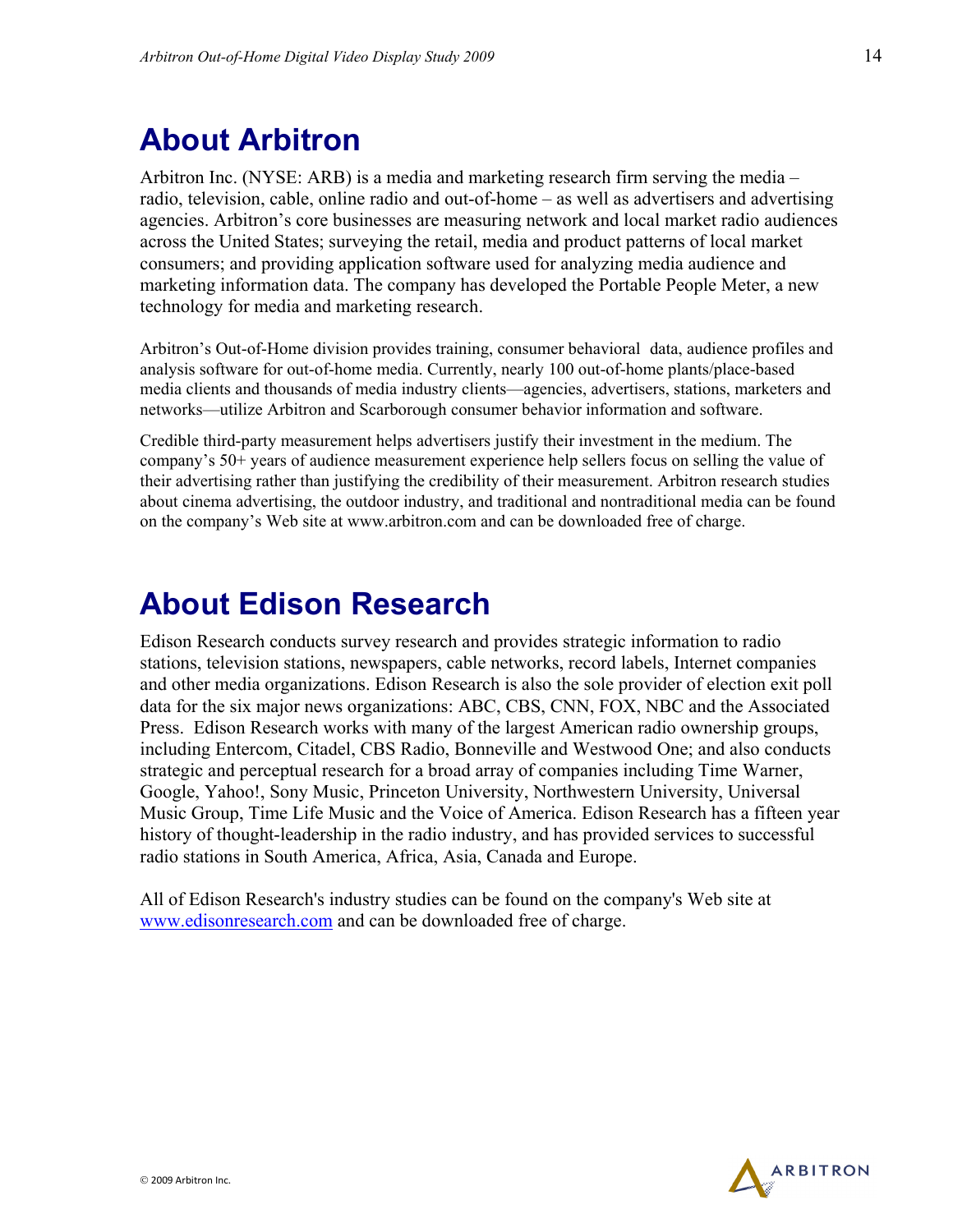## About Arbitron

Arbitron Inc. (NYSE: ARB) is a media and marketing research firm serving the media – radio, television, cable, online radio and out-of-home – as well as advertisers and advertising agencies. Arbitron's core businesses are measuring network and local market radio audiences across the United States; surveying the retail, media and product patterns of local market consumers; and providing application software used for analyzing media audience and marketing information data. The company has developed the Portable People Meter, a new technology for media and marketing research.

Arbitron's Out-of-Home division provides training, consumer behavioral data, audience profiles and analysis software for out-of-home media. Currently, nearly 100 out-of-home plants/place-based media clients and thousands of media industry clients—agencies, advertisers, stations, marketers and networks—utilize Arbitron and Scarborough consumer behavior information and software.

Credible third-party measurement helps advertisers justify their investment in the medium. The company's 50+ years of audience measurement experience help sellers focus on selling the value of their advertising rather than justifying the credibility of their measurement. Arbitron research studies about cinema advertising, the outdoor industry, and traditional and nontraditional media can be found on the company's Web site at www.arbitron.com and can be downloaded free of charge.

## About Edison Research

Edison Research conducts survey research and provides strategic information to radio stations, television stations, newspapers, cable networks, record labels, Internet companies and other media organizations. Edison Research is also the sole provider of election exit poll data for the six major news organizations: ABC, CBS, CNN, FOX, NBC and the Associated Press. Edison Research works with many of the largest American radio ownership groups, including Entercom, Citadel, CBS Radio, Bonneville and Westwood One; and also conducts strategic and perceptual research for a broad array of companies including Time Warner, Google, Yahoo!, Sony Music, Princeton University, Northwestern University, Universal Music Group, Time Life Music and the Voice of America. Edison Research has a fifteen year history of thought-leadership in the radio industry, and has provided services to successful radio stations in South America, Africa, Asia, Canada and Europe.

All of Edison Research's industry studies can be found on the company's Web site at www.edisonresearch.com and can be downloaded free of charge.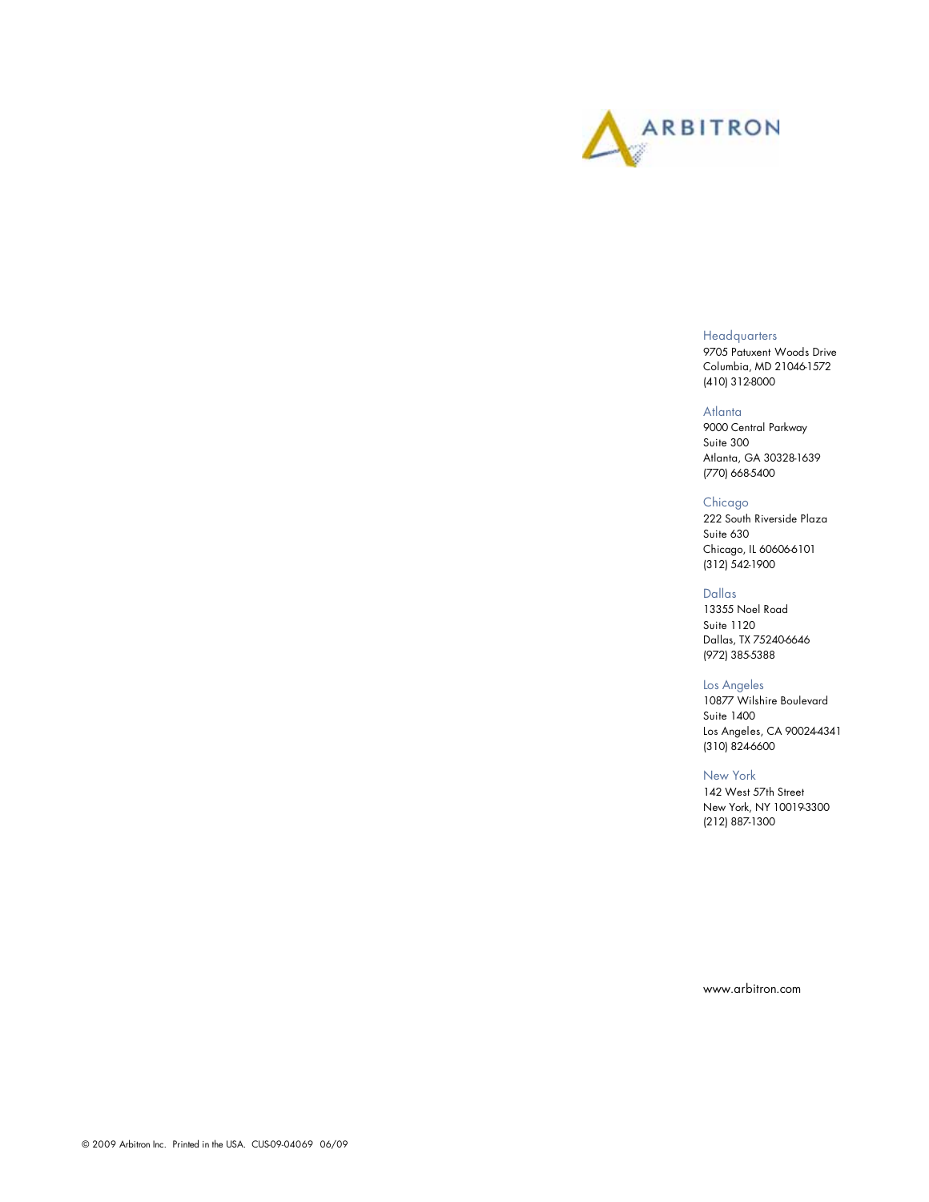ARBITRON

Headquarters
9705 Patuxent Woods Drive
Columbia, MD 21046-1572
(410) 312-8000

Atlanta
9000 Central Parkway
Suite 300
Atlanta, GA 30328-1639
(770) 668-5400

Chicago
222 South Riverside Plaza
Suite 630
Chicago, IL 60606-6101
(312) 542-1900

Dallas
13355 Noel Road
Suite 1120
Dallas, TX 75240-6646
(972) 385-5388

Los Angeles
10877 Wilshire Boulevard
Suite 1400
Los Angeles, CA 90024-4341
(310) 824-6600

New York
142 West 57th Street
New York, NY 10019-3300
(212) 887-1300

www.arbitron.com

© 2009 Arbitron Inc. Printed in the USA. CUS09-04069 06/09